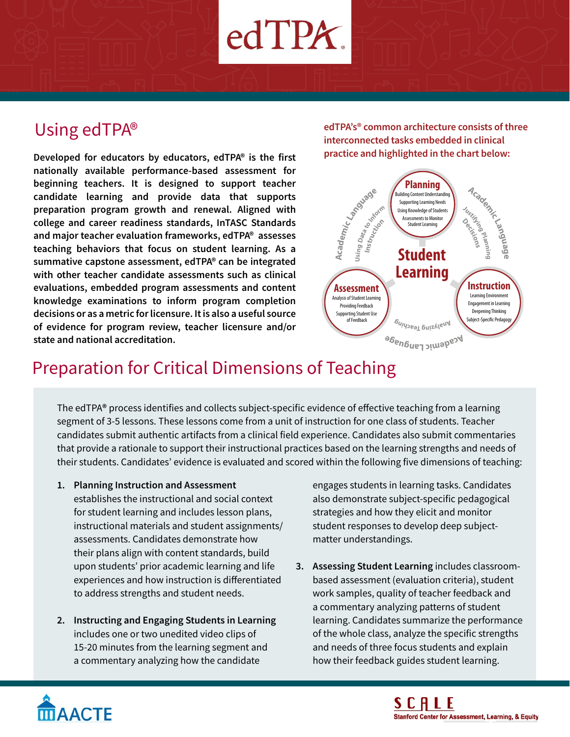# edTPA

## Using edTPA®

**Developed for educators by educators, edTPA® is the first nationally available performance-based assessment for beginning teachers. It is designed to support teacher candidate learning and provide data that supports preparation program growth and renewal. Aligned with college and career readiness standards, InTASC Standards and major teacher evaluation frameworks, edTPA® assesses teaching behaviors that focus on student learning. As a summative capstone assessment, edTPA® can be integrated with other teacher candidate assessments such as clinical evaluations, embedded program assessments and content knowledge examinations to inform program completion decisions or as a metric for licensure. It is also a useful source of evidence for program review, teacher licensure and/or state and national accreditation.**

**edTPA's® common architecture consists of three interconnected tasks embedded in clinical practice and highlighted in the chart below:**

Planning
Building Content Understanding
Supporting Learning Needs
Using Knowledge of Students
Assessments to Monitor Student Learning

Student Learning

Instruction
Learning Environment
Engagement in Learning
Deepening Thinking
Subject-Specific Pedagogy

Assessment
Analysis of Student Learning
Providing Feedback
Supporting Student Use of Feedback

Justifying Planning Decisions
Analyzing Teaching
Using Data to Inform Instruction
Academic Language
Academic Language
Academic Language

## Preparation for Critical Dimensions of Teaching

The edTPA® process identifies and collects subject-specific evidence of effective teaching from a learning segment of 3-5 lessons. These lessons come from a unit of instruction for one class of students. Teacher candidates submit authentic artifacts from a clinical field experience. Candidates also submit commentaries that provide a rationale to support their instructional practices based on the learning strengths and needs of their students. Candidates' evidence is evaluated and scored within the following five dimensions of teaching:

1. **Planning Instruction and Assessment** establishes the instructional and social context for student learning and includes lesson plans, instructional materials and student assignments/ assessments. Candidates demonstrate how their plans align with content standards, build upon students' prior academic learning and life experiences and how instruction is differentiated to address strengths and student needs.

2. **Instructing and Engaging Students in Learning** includes one or two unedited video clips of 15-20 minutes from the learning segment and a commentary analyzing how the candidate engages students in learning tasks. Candidates also demonstrate subject-specific pedagogical strategies and how they elicit and monitor student responses to develop deep subject-matter understandings.

3. **Assessing Student Learning** includes classroom-based assessment (evaluation criteria), student work samples, quality of teacher feedback and a commentary analyzing patterns of student learning. Candidates summarize the performance of the whole class, analyze the specific strengths and needs of three focus students and explain how their feedback guides student learning.

AACTE

SCALE
Stanford Center for Assessment, Learning, & Equity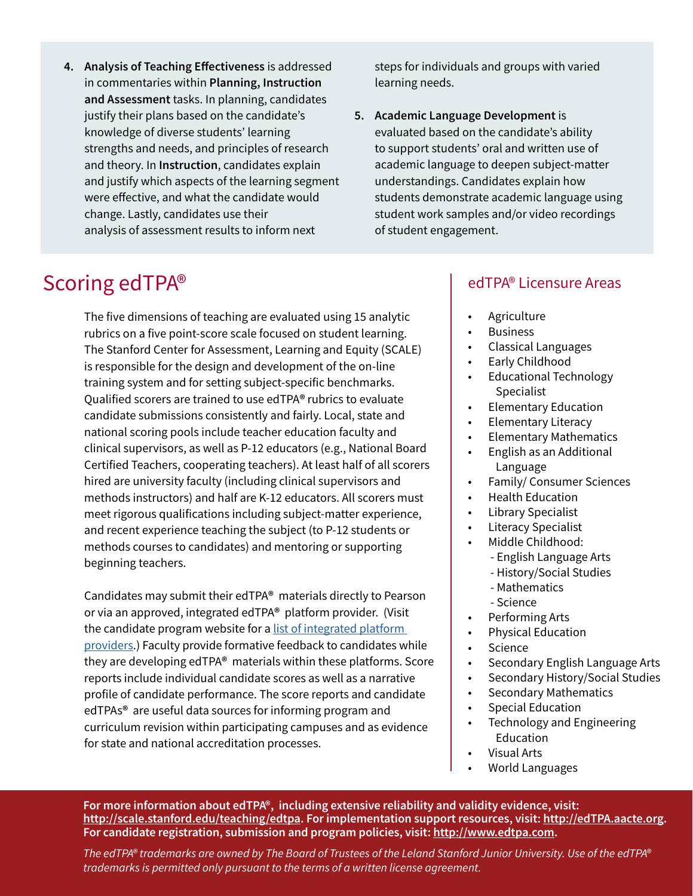4. **Analysis of Teaching Effectiveness** is addressed in commentaries within **Planning, Instruction and Assessment** tasks. In planning, candidates justify their plans based on the candidate's knowledge of diverse students' learning strengths and needs, and principles of research and theory. In **Instruction**, candidates explain and justify which aspects of the learning segment were effective, and what the candidate would change. Lastly, candidates use their analysis of assessment results to inform next steps for individuals and groups with varied learning needs.

5. **Academic Language Development** is evaluated based on the candidate's ability to support students' oral and written use of academic language to deepen subject-matter understandings. Candidates explain how students demonstrate academic language using student work samples and/or video recordings of student engagement.

## Scoring edTPA®

The five dimensions of teaching are evaluated using 15 analytic rubrics on a five point-score scale focused on student learning. The Stanford Center for Assessment, Learning and Equity (SCALE) is responsible for the design and development of the on-line training system and for setting subject-specific benchmarks. Qualified scorers are trained to use edTPA® rubrics to evaluate candidate submissions consistently and fairly. Local, state and national scoring pools include teacher education faculty and clinical supervisors, as well as P-12 educators (e.g., National Board Certified Teachers, cooperating teachers). At least half of all scorers hired are university faculty (including clinical supervisors and methods instructors) and half are K-12 educators. All scorers must meet rigorous qualifications including subject-matter experience, and recent experience teaching the subject (to P-12 students or methods courses to candidates) and mentoring or supporting beginning teachers.

Candidates may submit their edTPA® materials directly to Pearson or via an approved, integrated edTPA® platform provider. (Visit the candidate program website for a list of integrated platform providers.) Faculty provide formative feedback to candidates while they are developing edTPA® materials within these platforms. Score reports include individual candidate scores as well as a narrative profile of candidate performance. The score reports and candidate edTPAs® are useful data sources for informing program and curriculum revision within participating campuses and as evidence for state and national accreditation processes.

## edTPA® Licensure Areas

- Agriculture
- Business
- Classical Languages
- Early Childhood
- Educational Technology Specialist
- Elementary Education
- Elementary Literacy
- Elementary Mathematics
- English as an Additional Language
- Family/ Consumer Sciences
- Health Education
- Library Specialist
- Literacy Specialist
- Middle Childhood:
  - English Language Arts
  - History/Social Studies
  - Mathematics
  - Science
- Performing Arts
- Physical Education
- Science
- Secondary English Language Arts
- Secondary History/Social Studies
- Secondary Mathematics
- Special Education
- Technology and Engineering Education
- Visual Arts
- World Languages

**For more information about edTPA®, including extensive reliability and validity evidence, visit: http://scale.stanford.edu/teaching/edtpa. For implementation support resources, visit: http://edTPA.aacte.org. For candidate registration, submission and program policies, visit: http://www.edtpa.com.**

*The edTPA® trademarks are owned by The Board of Trustees of the Leland Stanford Junior University. Use of the edTPA® trademarks is permitted only pursuant to the terms of a written license agreement.*